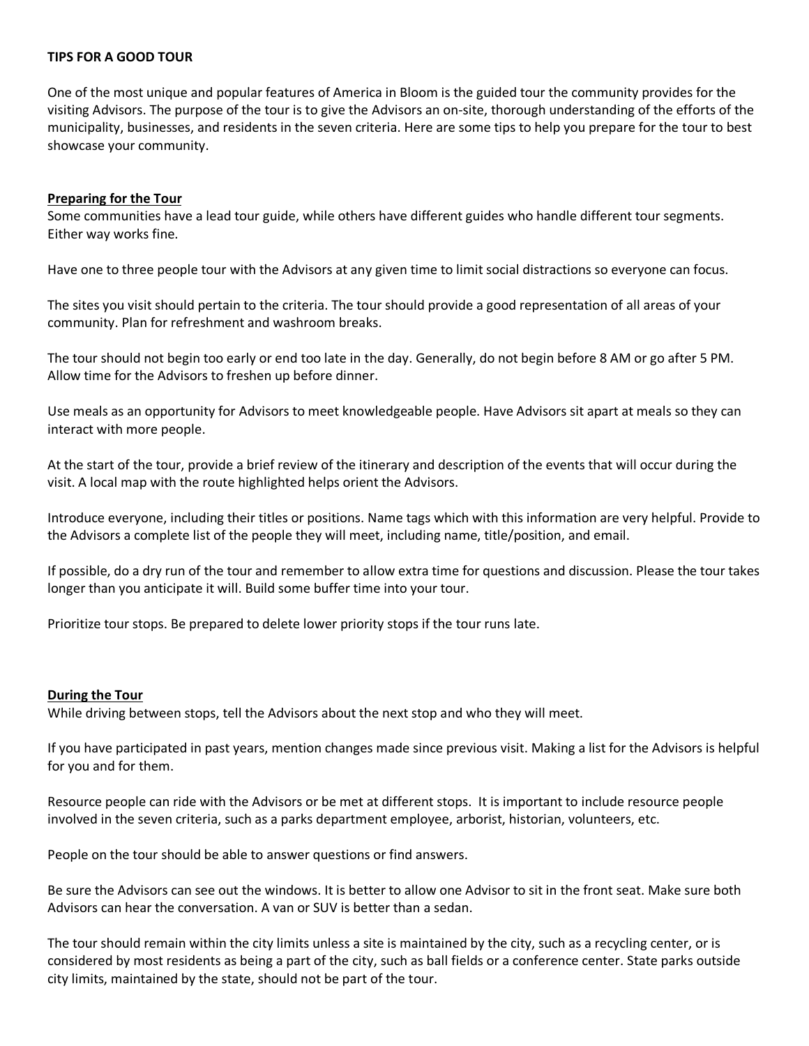**TIPS FOR A GOOD TOUR**

One of the most unique and popular features of America in Bloom is the guided tour the community provides for the visiting Advisors. The purpose of the tour is to give the Advisors an on-site, thorough understanding of the efforts of the municipality, businesses, and residents in the seven criteria. Here are some tips to help you prepare for the tour to best showcase your community.

## Preparing for the Tour

Some communities have a lead tour guide, while others have different guides who handle different tour segments. Either way works fine.

Have one to three people tour with the Advisors at any given time to limit social distractions so everyone can focus.

The sites you visit should pertain to the criteria. The tour should provide a good representation of all areas of your community. Plan for refreshment and washroom breaks.

The tour should not begin too early or end too late in the day. Generally, do not begin before 8 AM or go after 5 PM. Allow time for the Advisors to freshen up before dinner.

Use meals as an opportunity for Advisors to meet knowledgeable people. Have Advisors sit apart at meals so they can interact with more people.

At the start of the tour, provide a brief review of the itinerary and description of the events that will occur during the visit. A local map with the route highlighted helps orient the Advisors.

Introduce everyone, including their titles or positions. Name tags which with this information are very helpful. Provide to the Advisors a complete list of the people they will meet, including name, title/position, and email.

If possible, do a dry run of the tour and remember to allow extra time for questions and discussion. Please the tour takes longer than you anticipate it will. Build some buffer time into your tour.

Prioritize tour stops. Be prepared to delete lower priority stops if the tour runs late.

## During the Tour

While driving between stops, tell the Advisors about the next stop and who they will meet.

If you have participated in past years, mention changes made since previous visit. Making a list for the Advisors is helpful for you and for them.

Resource people can ride with the Advisors or be met at different stops. It is important to include resource people involved in the seven criteria, such as a parks department employee, arborist, historian, volunteers, etc.

People on the tour should be able to answer questions or find answers.

Be sure the Advisors can see out the windows. It is better to allow one Advisor to sit in the front seat. Make sure both Advisors can hear the conversation. A van or SUV is better than a sedan.

The tour should remain within the city limits unless a site is maintained by the city, such as a recycling center, or is considered by most residents as being a part of the city, such as ball fields or a conference center. State parks outside city limits, maintained by the state, should not be part of the tour.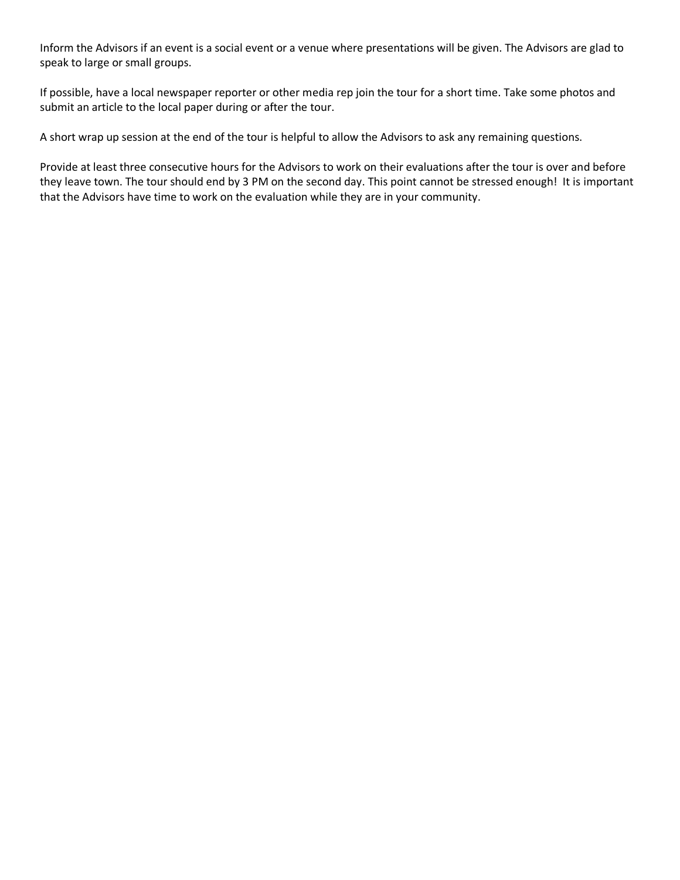Inform the Advisors if an event is a social event or a venue where presentations will be given. The Advisors are glad to speak to large or small groups.

If possible, have a local newspaper reporter or other media rep join the tour for a short time. Take some photos and submit an article to the local paper during or after the tour.

A short wrap up session at the end of the tour is helpful to allow the Advisors to ask any remaining questions.

Provide at least three consecutive hours for the Advisors to work on their evaluations after the tour is over and before they leave town. The tour should end by 3 PM on the second day. This point cannot be stressed enough! It is important that the Advisors have time to work on the evaluation while they are in your community.